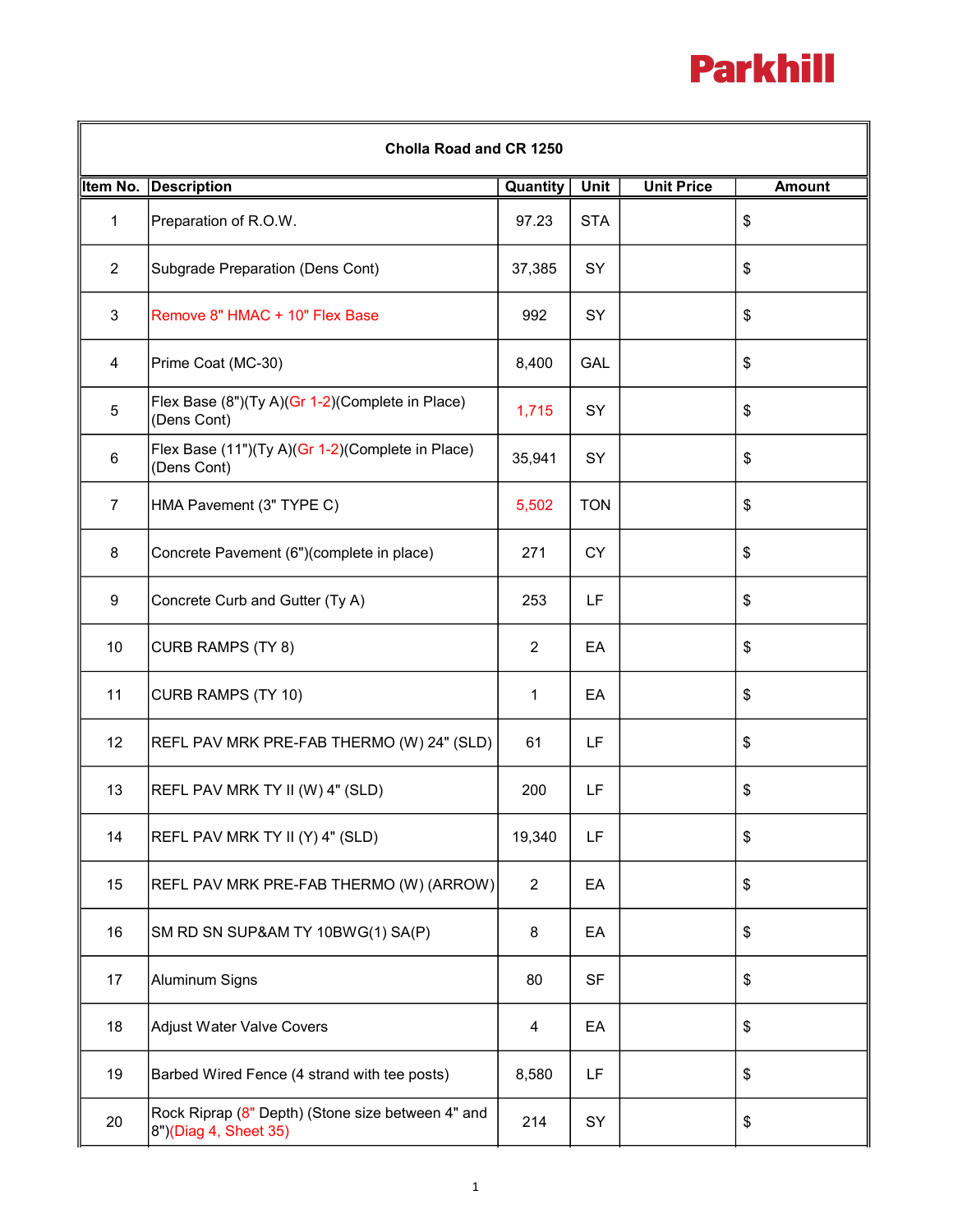Parkhill

| Cholla Road and CR 1250 | | | | | |
|---|---|---|---|---|---|
| **Item No.** | **Description** | **Quantity** | **Unit** | **Unit Price** | **Amount** |
| 1 | Preparation of R.O.W. | 97.23 | STA | | $ |
| 2 | Subgrade Preparation (Dens Cont) | 37,385 | SY | | $ |
| 3 | Remove 8" HMAC + 10" Flex Base | 992 | SY | | $ |
| 4 | Prime Coat (MC-30) | 8,400 | GAL | | $ |
| 5 | Flex Base (8")(Ty A)(Gr 1-2)(Complete in Place)(Dens Cont) | 1,715 | SY | | $ |
| 6 | Flex Base (11")(Ty A)(Gr 1-2)(Complete in Place)(Dens Cont) | 35,941 | SY | | $ |
| 7 | HMA Pavement (3" TYPE C) | 5,502 | TON | | $ |
| 8 | Concrete Pavement (6")(complete in place) | 271 | CY | | $ |
| 9 | Concrete Curb and Gutter (Ty A) | 253 | LF | | $ |
| 10 | CURB RAMPS (TY 8) | 2 | EA | | $ |
| 11 | CURB RAMPS (TY 10) | 1 | EA | | $ |
| 12 | REFL PAV MRK PRE-FAB THERMO (W) 24" (SLD) | 61 | LF | | $ |
| 13 | REFL PAV MRK TY II (W) 4" (SLD) | 200 | LF | | $ |
| 14 | REFL PAV MRK TY II (Y) 4" (SLD) | 19,340 | LF | | $ |
| 15 | REFL PAV MRK PRE-FAB THERMO (W) (ARROW) | 2 | EA | | $ |
| 16 | SM RD SN SUP&AM TY 10BWG(1) SA(P) | 8 | EA | | $ |
| 17 | Aluminum Signs | 80 | SF | | $ |
| 18 | Adjust Water Valve Covers | 4 | EA | | $ |
| 19 | Barbed Wired Fence (4 strand with tee posts) | 8,580 | LF | | $ |
| 20 | Rock Riprap (8" Depth) (Stone size between 4" and 8")(Diag 4, Sheet 35) | 214 | SY | | $ |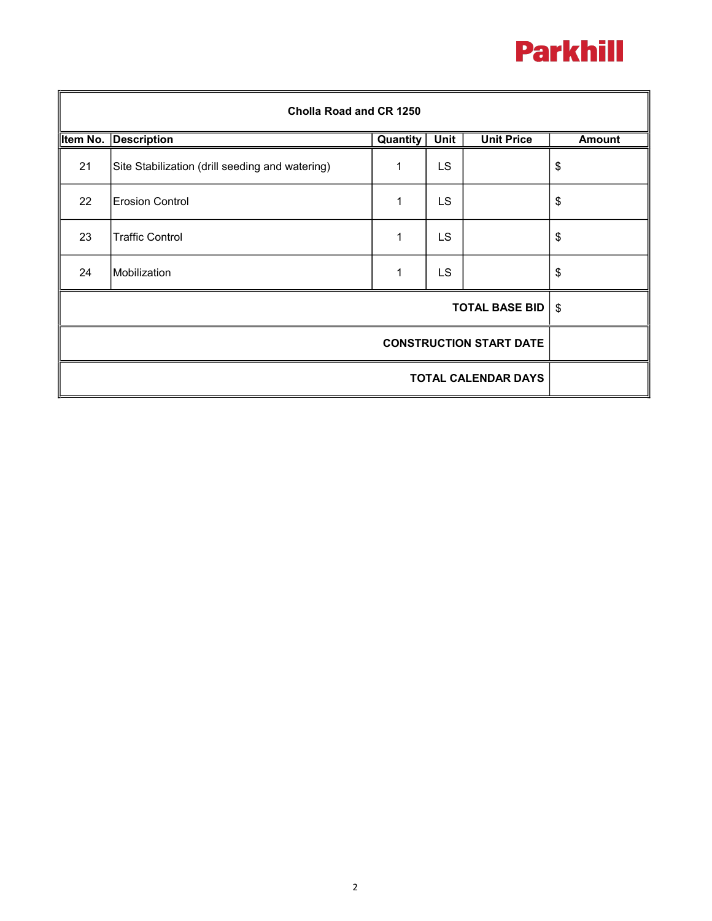| Cholla Road and CR 1250 | | | | | |
|---|---|---|---|---|---|
| Item No. | Description | Quantity | Unit | Unit Price | Amount |
| 21 | Site Stabilization (drill seeding and watering) | 1 | LS | | $ |
| 22 | Erosion Control | 1 | LS | | $ |
| 23 | Traffic Control | 1 | LS | | $ |
| 24 | Mobilization | 1 | LS | | $ |
| | | | | **TOTAL BASE BID** | $ |
| | | | | **CONSTRUCTION START DATE** | |
| | | | | **TOTAL CALENDAR DAYS** | |